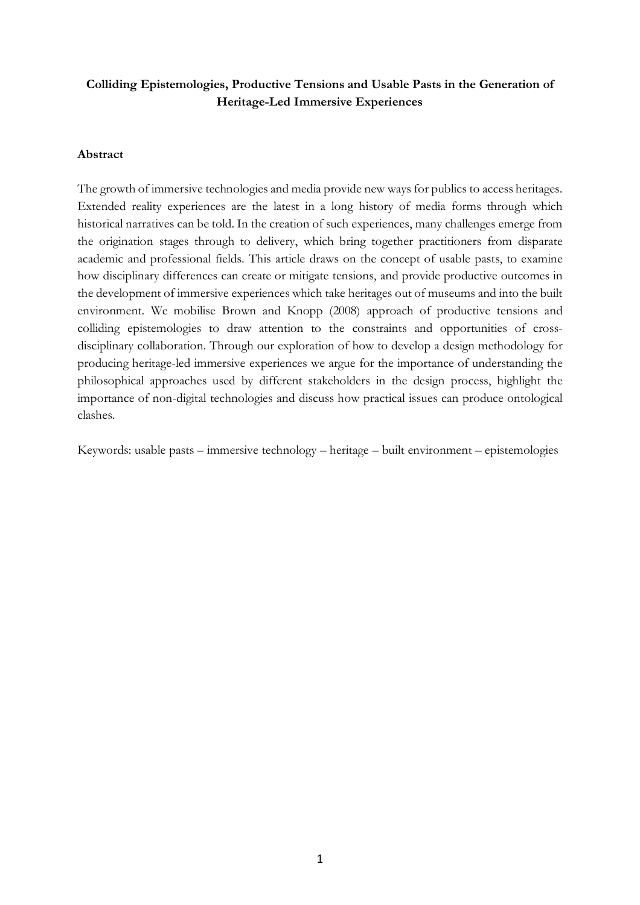# Colliding Epistemologies, Productive Tensions and Usable Pasts in the Generation of Heritage-Led Immersive Experiences

## Abstract

The growth of immersive technologies and media provide new ways for publics to access heritages. Extended reality experiences are the latest in a long history of media forms through which historical narratives can be told. In the creation of such experiences, many challenges emerge from the origination stages through to delivery, which bring together practitioners from disparate academic and professional fields. This article draws on the concept of usable pasts, to examine how disciplinary differences can create or mitigate tensions, and provide productive outcomes in the development of immersive experiences which take heritages out of museums and into the built environment. We mobilise Brown and Knopp (2008) approach of productive tensions and colliding epistemologies to draw attention to the constraints and opportunities of cross-disciplinary collaboration. Through our exploration of how to develop a design methodology for producing heritage-led immersive experiences we argue for the importance of understanding the philosophical approaches used by different stakeholders in the design process, highlight the importance of non-digital technologies and discuss how practical issues can produce ontological clashes.

Keywords: usable pasts – immersive technology – heritage – built environment – epistemologies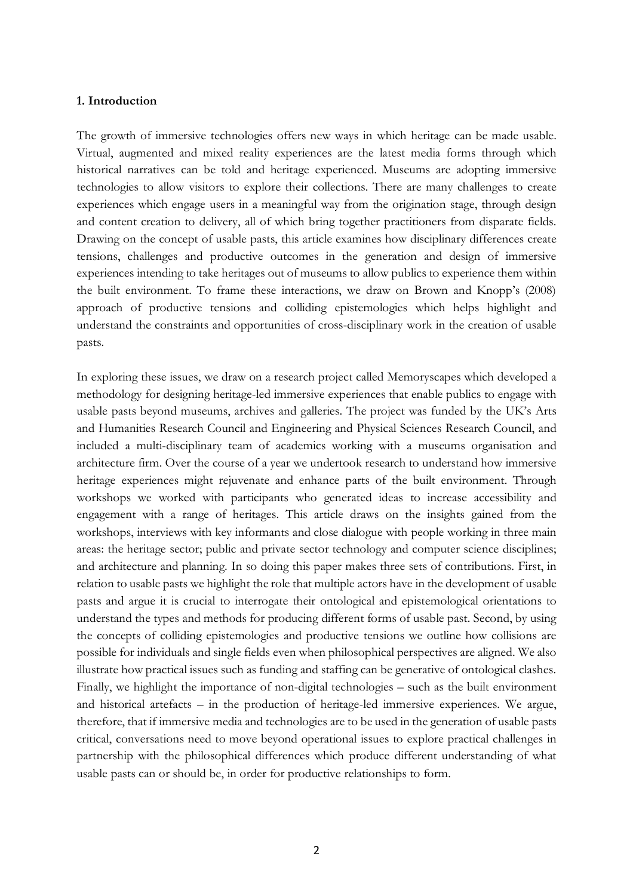**1. Introduction**

The growth of immersive technologies offers new ways in which heritage can be made usable. Virtual, augmented and mixed reality experiences are the latest media forms through which historical narratives can be told and heritage experienced. Museums are adopting immersive technologies to allow visitors to explore their collections. There are many challenges to create experiences which engage users in a meaningful way from the origination stage, through design and content creation to delivery, all of which bring together practitioners from disparate fields. Drawing on the concept of usable pasts, this article examines how disciplinary differences create tensions, challenges and productive outcomes in the generation and design of immersive experiences intending to take heritages out of museums to allow publics to experience them within the built environment. To frame these interactions, we draw on Brown and Knopp's (2008) approach of productive tensions and colliding epistemologies which helps highlight and understand the constraints and opportunities of cross-disciplinary work in the creation of usable pasts.

In exploring these issues, we draw on a research project called Memoryscapes which developed a methodology for designing heritage-led immersive experiences that enable publics to engage with usable pasts beyond museums, archives and galleries. The project was funded by the UK's Arts and Humanities Research Council and Engineering and Physical Sciences Research Council, and included a multi-disciplinary team of academics working with a museums organisation and architecture firm. Over the course of a year we undertook research to understand how immersive heritage experiences might rejuvenate and enhance parts of the built environment. Through workshops we worked with participants who generated ideas to increase accessibility and engagement with a range of heritages. This article draws on the insights gained from the workshops, interviews with key informants and close dialogue with people working in three main areas: the heritage sector; public and private sector technology and computer science disciplines; and architecture and planning. In so doing this paper makes three sets of contributions. First, in relation to usable pasts we highlight the role that multiple actors have in the development of usable pasts and argue it is crucial to interrogate their ontological and epistemological orientations to understand the types and methods for producing different forms of usable past. Second, by using the concepts of colliding epistemologies and productive tensions we outline how collisions are possible for individuals and single fields even when philosophical perspectives are aligned. We also illustrate how practical issues such as funding and staffing can be generative of ontological clashes. Finally, we highlight the importance of non-digital technologies – such as the built environment and historical artefacts – in the production of heritage-led immersive experiences. We argue, therefore, that if immersive media and technologies are to be used in the generation of usable pasts critical, conversations need to move beyond operational issues to explore practical challenges in partnership with the philosophical differences which produce different understanding of what usable pasts can or should be, in order for productive relationships to form.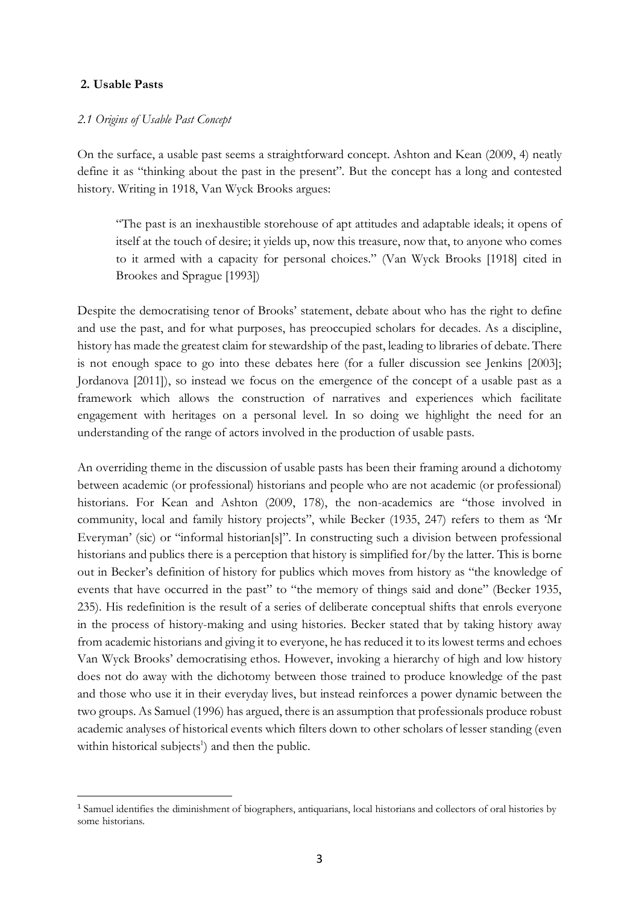## 2. Usable Pasts

### *2.1 Origins of Usable Past Concept*

On the surface, a usable past seems a straightforward concept. Ashton and Kean (2009, 4) neatly define it as "thinking about the past in the present". But the concept has a long and contested history. Writing in 1918, Van Wyck Brooks argues:

> "The past is an inexhaustible storehouse of apt attitudes and adaptable ideals; it opens of itself at the touch of desire; it yields up, now this treasure, now that, to anyone who comes to it armed with a capacity for personal choices." (Van Wyck Brooks [1918] cited in Brookes and Sprague [1993])

Despite the democratising tenor of Brooks' statement, debate about who has the right to define and use the past, and for what purposes, has preoccupied scholars for decades. As a discipline, history has made the greatest claim for stewardship of the past, leading to libraries of debate. There is not enough space to go into these debates here (for a fuller discussion see Jenkins [2003]; Jordanova [2011]), so instead we focus on the emergence of the concept of a usable past as a framework which allows the construction of narratives and experiences which facilitate engagement with heritages on a personal level. In so doing we highlight the need for an understanding of the range of actors involved in the production of usable pasts.

An overriding theme in the discussion of usable pasts has been their framing around a dichotomy between academic (or professional) historians and people who are not academic (or professional) historians. For Kean and Ashton (2009, 178), the non-academics are "those involved in community, local and family history projects", while Becker (1935, 247) refers to them as 'Mr Everyman' (sic) or "informal historian[s]". In constructing such a division between professional historians and publics there is a perception that history is simplified for/by the latter. This is borne out in Becker's definition of history for publics which moves from history as "the knowledge of events that have occurred in the past" to "the memory of things said and done" (Becker 1935, 235). His redefinition is the result of a series of deliberate conceptual shifts that enrols everyone in the process of history-making and using histories. Becker stated that by taking history away from academic historians and giving it to everyone, he has reduced it to its lowest terms and echoes Van Wyck Brooks' democratising ethos. However, invoking a hierarchy of high and low history does not do away with the dichotomy between those trained to produce knowledge of the past and those who use it in their everyday lives, but instead reinforces a power dynamic between the two groups. As Samuel (1996) has argued, there is an assumption that professionals produce robust academic analyses of historical events which filters down to other scholars of lesser standing (even within historical subjects[1]) and then the public.

[1] Samuel identifies the diminishment of biographers, antiquarians, local historians and collectors of oral histories by some historians.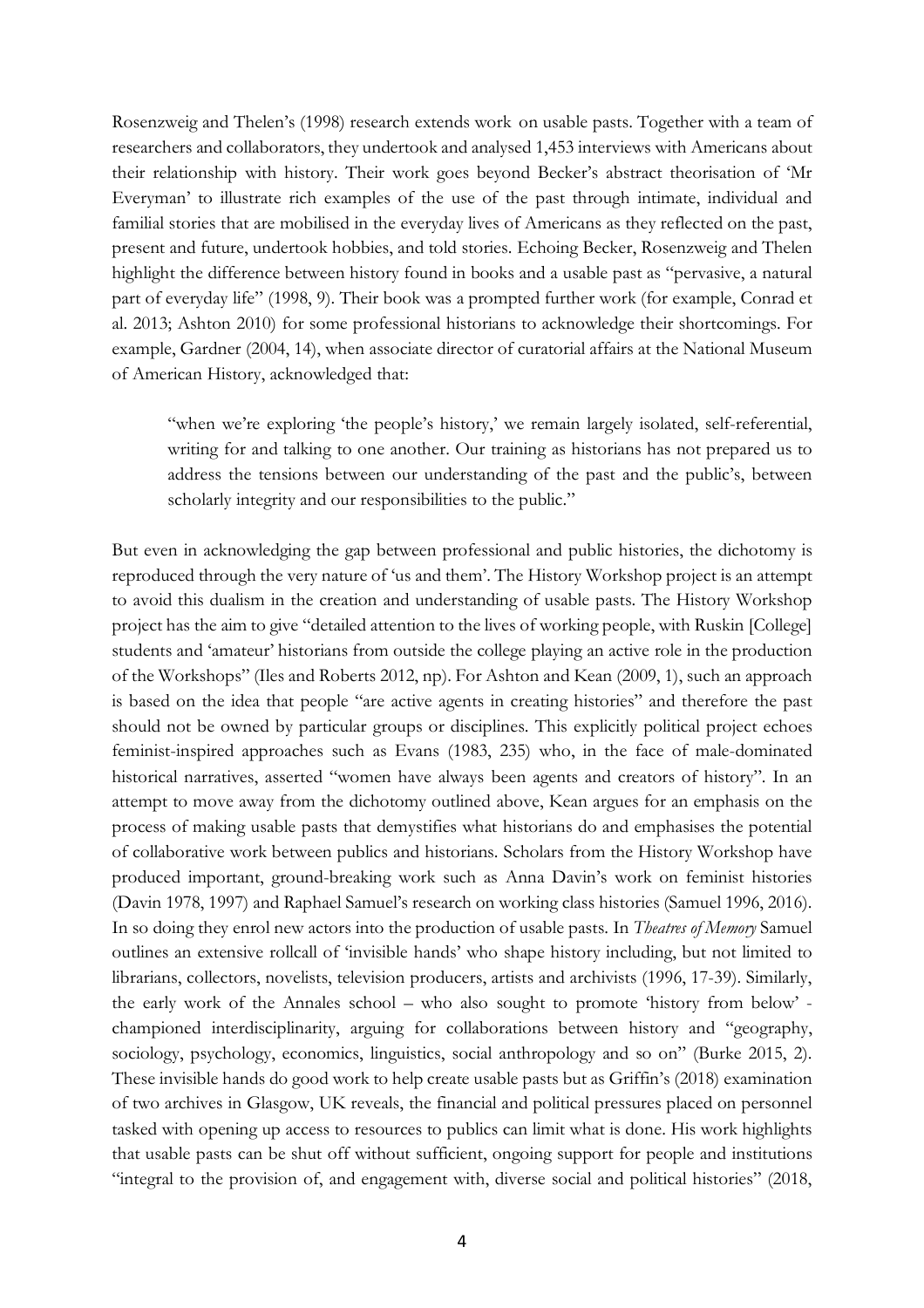Rosenzweig and Thelen's (1998) research extends work on usable pasts. Together with a team of researchers and collaborators, they undertook and analysed 1,453 interviews with Americans about their relationship with history. Their work goes beyond Becker's abstract theorisation of 'Mr Everyman' to illustrate rich examples of the use of the past through intimate, individual and familial stories that are mobilised in the everyday lives of Americans as they reflected on the past, present and future, undertook hobbies, and told stories. Echoing Becker, Rosenzweig and Thelen highlight the difference between history found in books and a usable past as "pervasive, a natural part of everyday life" (1998, 9). Their book was a prompted further work (for example, Conrad et al. 2013; Ashton 2010) for some professional historians to acknowledge their shortcomings. For example, Gardner (2004, 14), when associate director of curatorial affairs at the National Museum of American History, acknowledged that:

> "when we're exploring 'the people's history,' we remain largely isolated, self-referential, writing for and talking to one another. Our training as historians has not prepared us to address the tensions between our understanding of the past and the public's, between scholarly integrity and our responsibilities to the public."

But even in acknowledging the gap between professional and public histories, the dichotomy is reproduced through the very nature of 'us and them'. The History Workshop project is an attempt to avoid this dualism in the creation and understanding of usable pasts. The History Workshop project has the aim to give "detailed attention to the lives of working people, with Ruskin [College] students and 'amateur' historians from outside the college playing an active role in the production of the Workshops" (Iles and Roberts 2012, np). For Ashton and Kean (2009, 1), such an approach is based on the idea that people "are active agents in creating histories" and therefore the past should not be owned by particular groups or disciplines. This explicitly political project echoes feminist-inspired approaches such as Evans (1983, 235) who, in the face of male-dominated historical narratives, asserted "women have always been agents and creators of history". In an attempt to move away from the dichotomy outlined above, Kean argues for an emphasis on the process of making usable pasts that demystifies what historians do and emphasises the potential of collaborative work between publics and historians. Scholars from the History Workshop have produced important, ground-breaking work such as Anna Davin's work on feminist histories (Davin 1978, 1997) and Raphael Samuel's research on working class histories (Samuel 1996, 2016). In so doing they enrol new actors into the production of usable pasts. In *Theatres of Memory* Samuel outlines an extensive rollcall of 'invisible hands' who shape history including, but not limited to librarians, collectors, novelists, television producers, artists and archivists (1996, 17-39). Similarly, the early work of the Annales school – who also sought to promote 'history from below' - championed interdisciplinarity, arguing for collaborations between history and "geography, sociology, psychology, economics, linguistics, social anthropology and so on" (Burke 2015, 2). These invisible hands do good work to help create usable pasts but as Griffin's (2018) examination of two archives in Glasgow, UK reveals, the financial and political pressures placed on personnel tasked with opening up access to resources to publics can limit what is done. His work highlights that usable pasts can be shut off without sufficient, ongoing support for people and institutions "integral to the provision of, and engagement with, diverse social and political histories" (2018,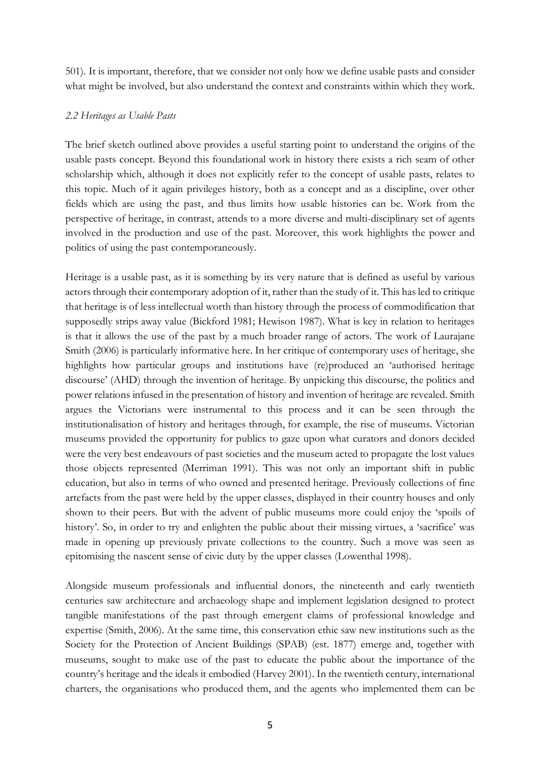501). It is important, therefore, that we consider not only how we define usable pasts and consider what might be involved, but also understand the context and constraints within which they work.

### *2.2 Heritages as Usable Pasts*

The brief sketch outlined above provides a useful starting point to understand the origins of the usable pasts concept. Beyond this foundational work in history there exists a rich seam of other scholarship which, although it does not explicitly refer to the concept of usable pasts, relates to this topic. Much of it again privileges history, both as a concept and as a discipline, over other fields which are using the past, and thus limits how usable histories can be. Work from the perspective of heritage, in contrast, attends to a more diverse and multi-disciplinary set of agents involved in the production and use of the past. Moreover, this work highlights the power and politics of using the past contemporaneously.

Heritage is a usable past, as it is something by its very nature that is defined as useful by various actors through their contemporary adoption of it, rather than the study of it. This has led to critique that heritage is of less intellectual worth than history through the process of commodification that supposedly strips away value (Bickford 1981; Hewison 1987). What is key in relation to heritages is that it allows the use of the past by a much broader range of actors. The work of Laurajane Smith (2006) is particularly informative here. In her critique of contemporary uses of heritage, she highlights how particular groups and institutions have (re)produced an 'authorised heritage discourse' (AHD) through the invention of heritage. By unpicking this discourse, the politics and power relations infused in the presentation of history and invention of heritage are revealed. Smith argues the Victorians were instrumental to this process and it can be seen through the institutionalisation of history and heritages through, for example, the rise of museums. Victorian museums provided the opportunity for publics to gaze upon what curators and donors decided were the very best endeavours of past societies and the museum acted to propagate the lost values those objects represented (Merriman 1991). This was not only an important shift in public education, but also in terms of who owned and presented heritage. Previously collections of fine artefacts from the past were held by the upper classes, displayed in their country houses and only shown to their peers. But with the advent of public museums more could enjoy the 'spoils of history'. So, in order to try and enlighten the public about their missing virtues, a 'sacrifice' was made in opening up previously private collections to the country. Such a move was seen as epitomising the nascent sense of civic duty by the upper classes (Lowenthal 1998).

Alongside museum professionals and influential donors, the nineteenth and early twentieth centuries saw architecture and archaeology shape and implement legislation designed to protect tangible manifestations of the past through emergent claims of professional knowledge and expertise (Smith, 2006). At the same time, this conservation ethic saw new institutions such as the Society for the Protection of Ancient Buildings (SPAB) (est. 1877) emerge and, together with museums, sought to make use of the past to educate the public about the importance of the country's heritage and the ideals it embodied (Harvey 2001). In the twentieth century, international charters, the organisations who produced them, and the agents who implemented them can be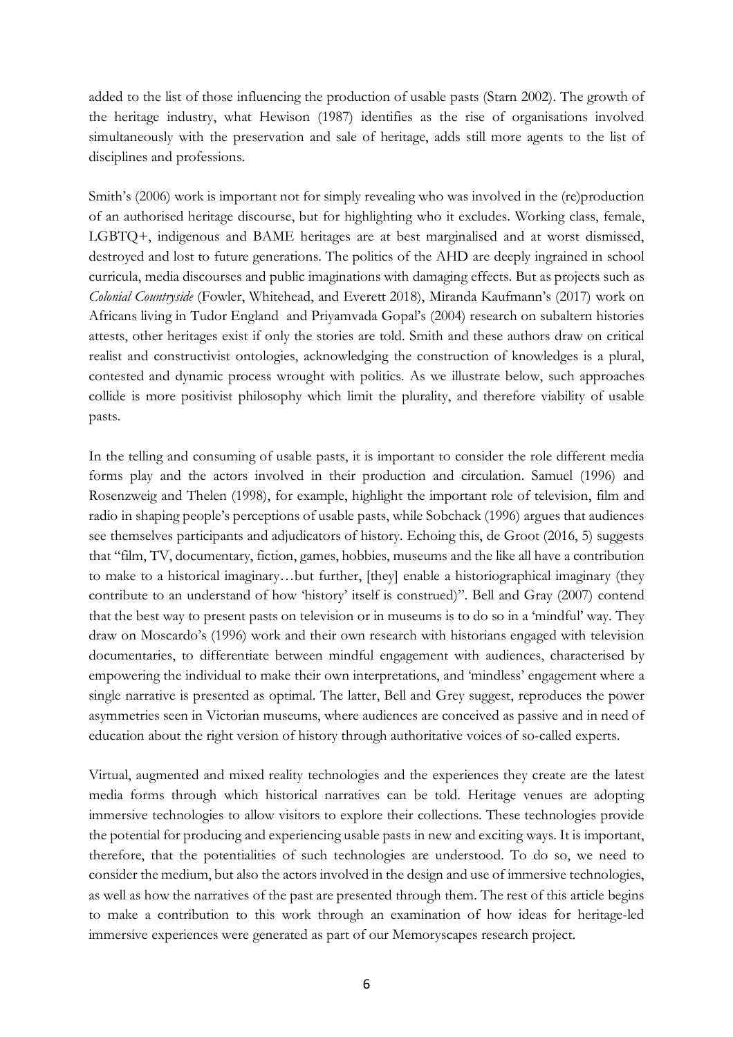added to the list of those influencing the production of usable pasts (Starn 2002). The growth of the heritage industry, what Hewison (1987) identifies as the rise of organisations involved simultaneously with the preservation and sale of heritage, adds still more agents to the list of disciplines and professions.

Smith's (2006) work is important not for simply revealing who was involved in the (re)production of an authorised heritage discourse, but for highlighting who it excludes. Working class, female, LGBTQ+, indigenous and BAME heritages are at best marginalised and at worst dismissed, destroyed and lost to future generations. The politics of the AHD are deeply ingrained in school curricula, media discourses and public imaginations with damaging effects. But as projects such as *Colonial Countryside* (Fowler, Whitehead, and Everett 2018), Miranda Kaufmann's (2017) work on Africans living in Tudor England and Priyamvada Gopal's (2004) research on subaltern histories attests, other heritages exist if only the stories are told. Smith and these authors draw on critical realist and constructivist ontologies, acknowledging the construction of knowledges is a plural, contested and dynamic process wrought with politics. As we illustrate below, such approaches collide is more positivist philosophy which limit the plurality, and therefore viability of usable pasts.

In the telling and consuming of usable pasts, it is important to consider the role different media forms play and the actors involved in their production and circulation. Samuel (1996) and Rosenzweig and Thelen (1998), for example, highlight the important role of television, film and radio in shaping people's perceptions of usable pasts, while Sobchack (1996) argues that audiences see themselves participants and adjudicators of history. Echoing this, de Groot (2016, 5) suggests that "film, TV, documentary, fiction, games, hobbies, museums and the like all have a contribution to make to a historical imaginary…but further, [they] enable a historiographical imaginary (they contribute to an understand of how 'history' itself is construed)". Bell and Gray (2007) contend that the best way to present pasts on television or in museums is to do so in a 'mindful' way. They draw on Moscardo's (1996) work and their own research with historians engaged with television documentaries, to differentiate between mindful engagement with audiences, characterised by empowering the individual to make their own interpretations, and 'mindless' engagement where a single narrative is presented as optimal. The latter, Bell and Grey suggest, reproduces the power asymmetries seen in Victorian museums, where audiences are conceived as passive and in need of education about the right version of history through authoritative voices of so-called experts.

Virtual, augmented and mixed reality technologies and the experiences they create are the latest media forms through which historical narratives can be told. Heritage venues are adopting immersive technologies to allow visitors to explore their collections. These technologies provide the potential for producing and experiencing usable pasts in new and exciting ways. It is important, therefore, that the potentialities of such technologies are understood. To do so, we need to consider the medium, but also the actors involved in the design and use of immersive technologies, as well as how the narratives of the past are presented through them. The rest of this article begins to make a contribution to this work through an examination of how ideas for heritage-led immersive experiences were generated as part of our Memoryscapes research project.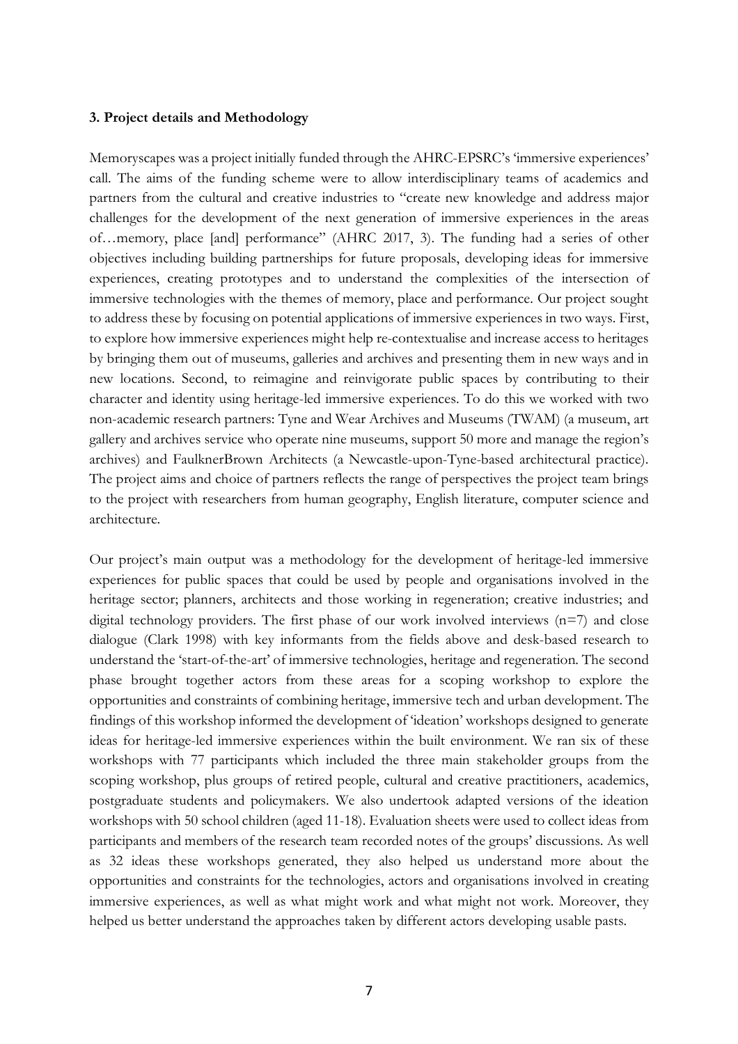**3. Project details and Methodology**

Memoryscapes was a project initially funded through the AHRC-EPSRC's 'immersive experiences' call. The aims of the funding scheme were to allow interdisciplinary teams of academics and partners from the cultural and creative industries to "create new knowledge and address major challenges for the development of the next generation of immersive experiences in the areas of…memory, place [and] performance" (AHRC 2017, 3). The funding had a series of other objectives including building partnerships for future proposals, developing ideas for immersive experiences, creating prototypes and to understand the complexities of the intersection of immersive technologies with the themes of memory, place and performance. Our project sought to address these by focusing on potential applications of immersive experiences in two ways. First, to explore how immersive experiences might help re-contextualise and increase access to heritages by bringing them out of museums, galleries and archives and presenting them in new ways and in new locations. Second, to reimagine and reinvigorate public spaces by contributing to their character and identity using heritage-led immersive experiences. To do this we worked with two non-academic research partners: Tyne and Wear Archives and Museums (TWAM) (a museum, art gallery and archives service who operate nine museums, support 50 more and manage the region's archives) and FaulknerBrown Architects (a Newcastle-upon-Tyne-based architectural practice). The project aims and choice of partners reflects the range of perspectives the project team brings to the project with researchers from human geography, English literature, computer science and architecture.

Our project's main output was a methodology for the development of heritage-led immersive experiences for public spaces that could be used by people and organisations involved in the heritage sector; planners, architects and those working in regeneration; creative industries; and digital technology providers. The first phase of our work involved interviews (n=7) and close dialogue (Clark 1998) with key informants from the fields above and desk-based research to understand the 'start-of-the-art' of immersive technologies, heritage and regeneration. The second phase brought together actors from these areas for a scoping workshop to explore the opportunities and constraints of combining heritage, immersive tech and urban development. The findings of this workshop informed the development of 'ideation' workshops designed to generate ideas for heritage-led immersive experiences within the built environment. We ran six of these workshops with 77 participants which included the three main stakeholder groups from the scoping workshop, plus groups of retired people, cultural and creative practitioners, academics, postgraduate students and policymakers. We also undertook adapted versions of the ideation workshops with 50 school children (aged 11-18). Evaluation sheets were used to collect ideas from participants and members of the research team recorded notes of the groups' discussions. As well as 32 ideas these workshops generated, they also helped us understand more about the opportunities and constraints for the technologies, actors and organisations involved in creating immersive experiences, as well as what might work and what might not work. Moreover, they helped us better understand the approaches taken by different actors developing usable pasts.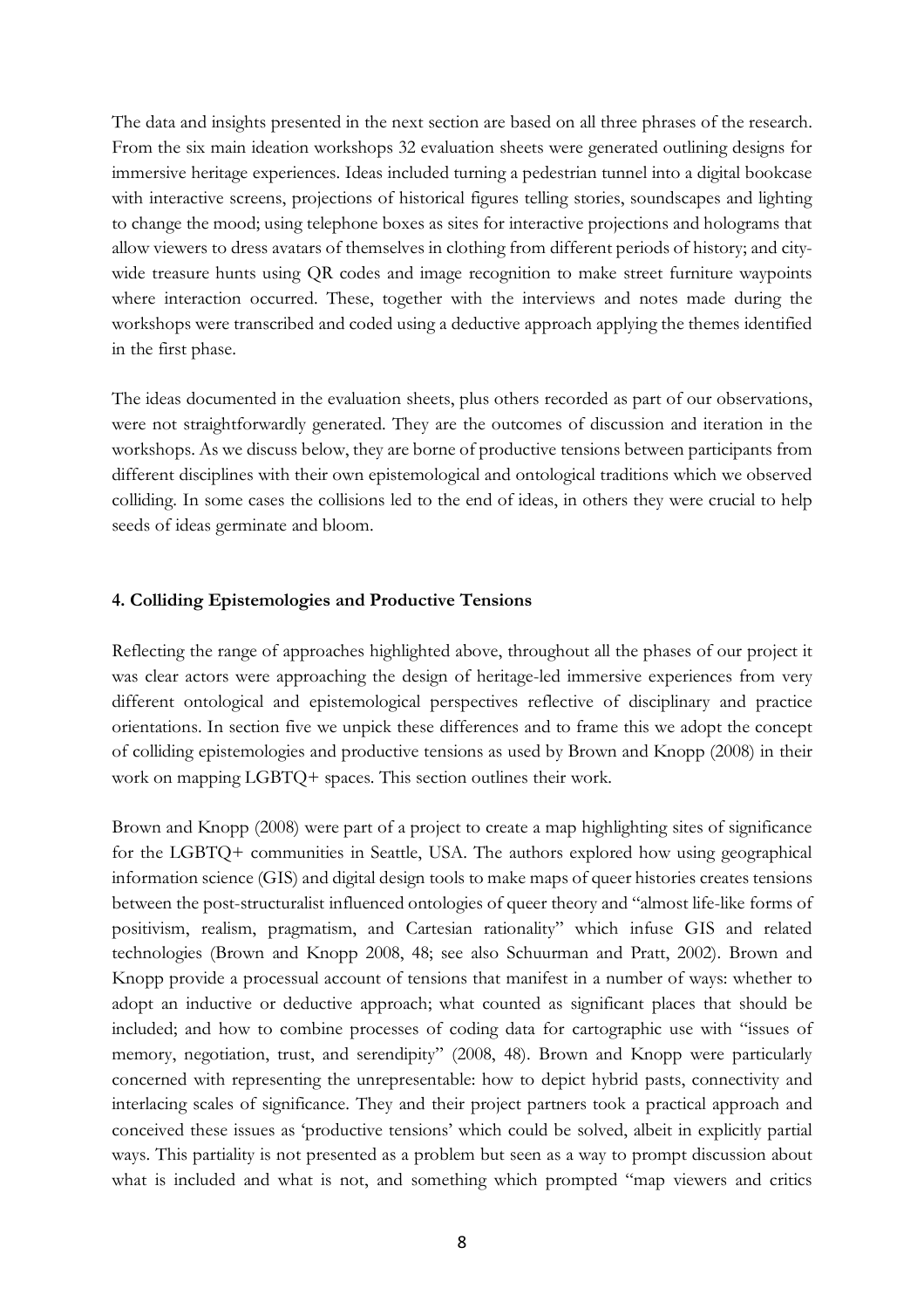The data and insights presented in the next section are based on all three phrases of the research. From the six main ideation workshops 32 evaluation sheets were generated outlining designs for immersive heritage experiences. Ideas included turning a pedestrian tunnel into a digital bookcase with interactive screens, projections of historical figures telling stories, soundscapes and lighting to change the mood; using telephone boxes as sites for interactive projections and holograms that allow viewers to dress avatars of themselves in clothing from different periods of history; and city-wide treasure hunts using QR codes and image recognition to make street furniture waypoints where interaction occurred. These, together with the interviews and notes made during the workshops were transcribed and coded using a deductive approach applying the themes identified in the first phase.

The ideas documented in the evaluation sheets, plus others recorded as part of our observations, were not straightforwardly generated. They are the outcomes of discussion and iteration in the workshops. As we discuss below, they are borne of productive tensions between participants from different disciplines with their own epistemological and ontological traditions which we observed colliding. In some cases the collisions led to the end of ideas, in others they were crucial to help seeds of ideas germinate and bloom.

## 4. Colliding Epistemologies and Productive Tensions

Reflecting the range of approaches highlighted above, throughout all the phases of our project it was clear actors were approaching the design of heritage-led immersive experiences from very different ontological and epistemological perspectives reflective of disciplinary and practice orientations. In section five we unpick these differences and to frame this we adopt the concept of colliding epistemologies and productive tensions as used by Brown and Knopp (2008) in their work on mapping LGBTQ+ spaces. This section outlines their work.

Brown and Knopp (2008) were part of a project to create a map highlighting sites of significance for the LGBTQ+ communities in Seattle, USA. The authors explored how using geographical information science (GIS) and digital design tools to make maps of queer histories creates tensions between the post-structuralist influenced ontologies of queer theory and "almost life-like forms of positivism, realism, pragmatism, and Cartesian rationality" which infuse GIS and related technologies (Brown and Knopp 2008, 48; see also Schuurman and Pratt, 2002). Brown and Knopp provide a processual account of tensions that manifest in a number of ways: whether to adopt an inductive or deductive approach; what counted as significant places that should be included; and how to combine processes of coding data for cartographic use with "issues of memory, negotiation, trust, and serendipity" (2008, 48). Brown and Knopp were particularly concerned with representing the unrepresentable: how to depict hybrid pasts, connectivity and interlacing scales of significance. They and their project partners took a practical approach and conceived these issues as 'productive tensions' which could be solved, albeit in explicitly partial ways. This partiality is not presented as a problem but seen as a way to prompt discussion about what is included and what is not, and something which prompted "map viewers and critics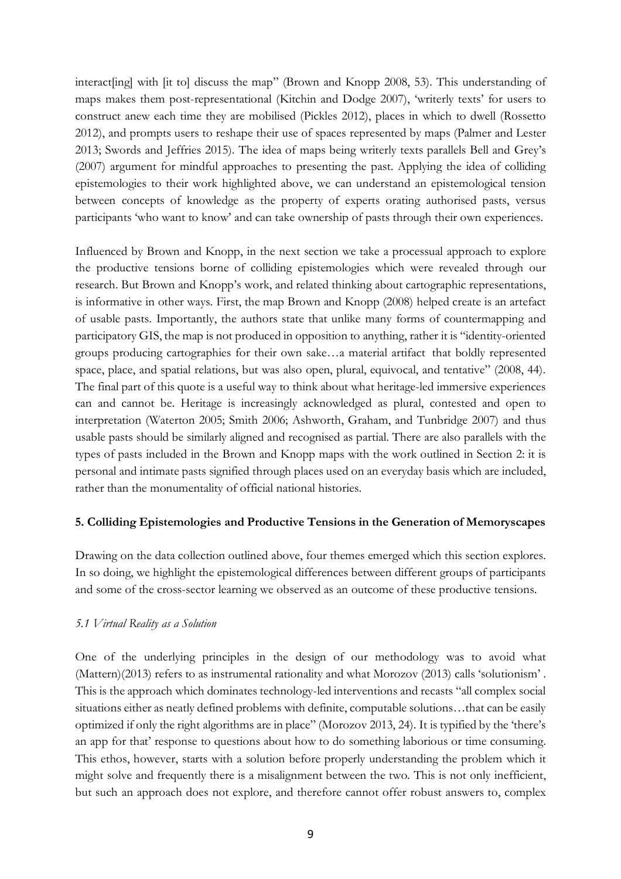interact[ing] with [it to] discuss the map" (Brown and Knopp 2008, 53). This understanding of maps makes them post-representational (Kitchin and Dodge 2007), 'writerly texts' for users to construct anew each time they are mobilised (Pickles 2012), places in which to dwell (Rossetto 2012), and prompts users to reshape their use of spaces represented by maps (Palmer and Lester 2013; Swords and Jeffries 2015). The idea of maps being writerly texts parallels Bell and Grey's (2007) argument for mindful approaches to presenting the past. Applying the idea of colliding epistemologies to their work highlighted above, we can understand an epistemological tension between concepts of knowledge as the property of experts orating authorised pasts, versus participants 'who want to know' and can take ownership of pasts through their own experiences.

Influenced by Brown and Knopp, in the next section we take a processual approach to explore the productive tensions borne of colliding epistemologies which were revealed through our research. But Brown and Knopp's work, and related thinking about cartographic representations, is informative in other ways. First, the map Brown and Knopp (2008) helped create is an artefact of usable pasts. Importantly, the authors state that unlike many forms of countermapping and participatory GIS, the map is not produced in opposition to anything, rather it is "identity-oriented groups producing cartographies for their own sake…a material artifact that boldly represented space, place, and spatial relations, but was also open, plural, equivocal, and tentative" (2008, 44). The final part of this quote is a useful way to think about what heritage-led immersive experiences can and cannot be. Heritage is increasingly acknowledged as plural, contested and open to interpretation (Waterton 2005; Smith 2006; Ashworth, Graham, and Tunbridge 2007) and thus usable pasts should be similarly aligned and recognised as partial. There are also parallels with the types of pasts included in the Brown and Knopp maps with the work outlined in Section 2: it is personal and intimate pasts signified through places used on an everyday basis which are included, rather than the monumentality of official national histories.

## 5. Colliding Epistemologies and Productive Tensions in the Generation of Memoryscapes

Drawing on the data collection outlined above, four themes emerged which this section explores. In so doing, we highlight the epistemological differences between different groups of participants and some of the cross-sector learning we observed as an outcome of these productive tensions.

### *5.1 Virtual Reality as a Solution*

One of the underlying principles in the design of our methodology was to avoid what (Mattern)(2013) refers to as instrumental rationality and what Morozov (2013) calls 'solutionism' . This is the approach which dominates technology-led interventions and recasts "all complex social situations either as neatly defined problems with definite, computable solutions…that can be easily optimized if only the right algorithms are in place" (Morozov 2013, 24). It is typified by the 'there's an app for that' response to questions about how to do something laborious or time consuming. This ethos, however, starts with a solution before properly understanding the problem which it might solve and frequently there is a misalignment between the two. This is not only inefficient, but such an approach does not explore, and therefore cannot offer robust answers to, complex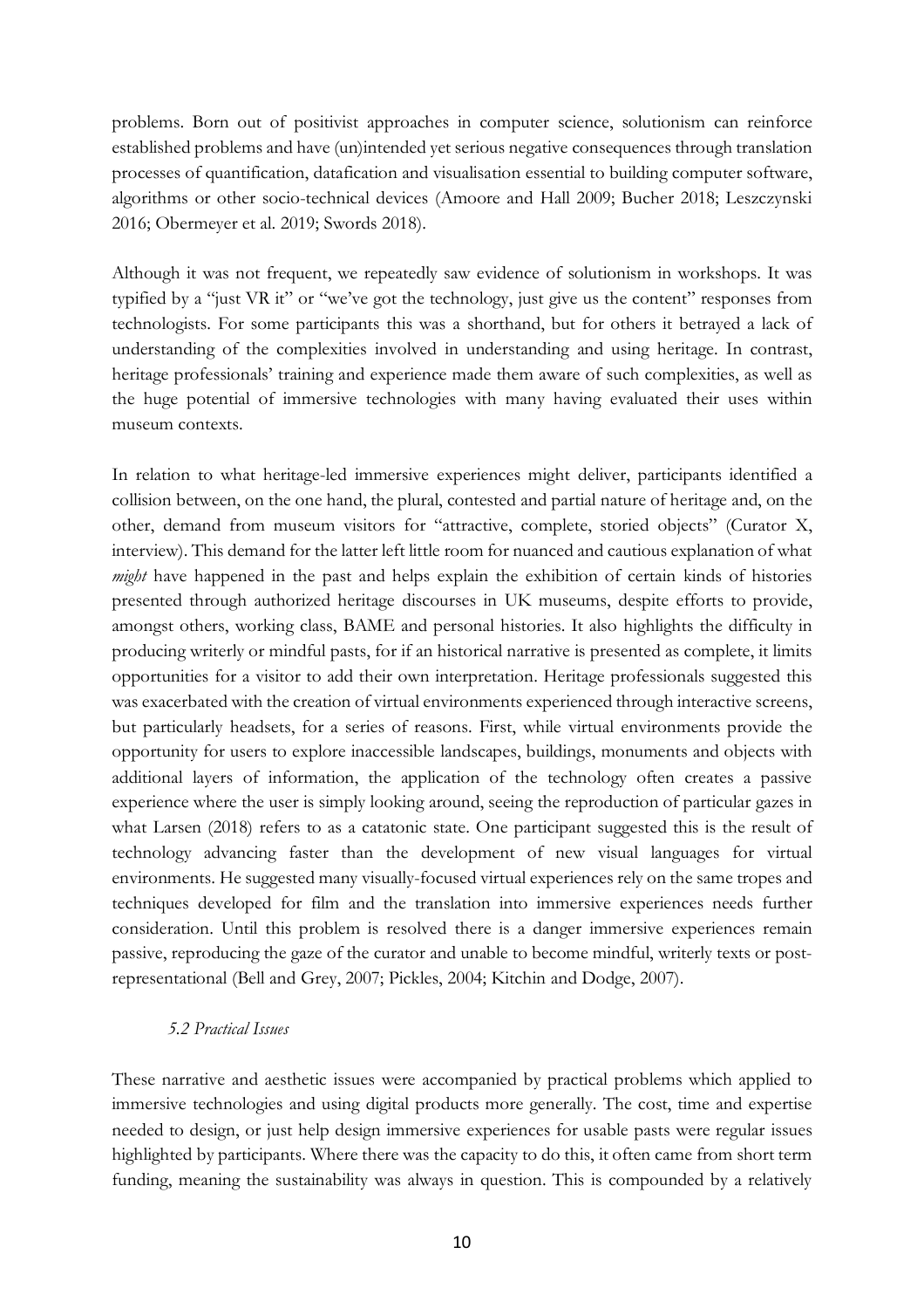problems. Born out of positivist approaches in computer science, solutionism can reinforce established problems and have (un)intended yet serious negative consequences through translation processes of quantification, datafication and visualisation essential to building computer software, algorithms or other socio-technical devices (Amoore and Hall 2009; Bucher 2018; Leszczynski 2016; Obermeyer et al. 2019; Swords 2018).

Although it was not frequent, we repeatedly saw evidence of solutionism in workshops. It was typified by a "just VR it" or "we've got the technology, just give us the content" responses from technologists. For some participants this was a shorthand, but for others it betrayed a lack of understanding of the complexities involved in understanding and using heritage. In contrast, heritage professionals' training and experience made them aware of such complexities, as well as the huge potential of immersive technologies with many having evaluated their uses within museum contexts.

In relation to what heritage-led immersive experiences might deliver, participants identified a collision between, on the one hand, the plural, contested and partial nature of heritage and, on the other, demand from museum visitors for "attractive, complete, storied objects" (Curator X, interview). This demand for the latter left little room for nuanced and cautious explanation of what *might* have happened in the past and helps explain the exhibition of certain kinds of histories presented through authorized heritage discourses in UK museums, despite efforts to provide, amongst others, working class, BAME and personal histories. It also highlights the difficulty in producing writerly or mindful pasts, for if an historical narrative is presented as complete, it limits opportunities for a visitor to add their own interpretation. Heritage professionals suggested this was exacerbated with the creation of virtual environments experienced through interactive screens, but particularly headsets, for a series of reasons. First, while virtual environments provide the opportunity for users to explore inaccessible landscapes, buildings, monuments and objects with additional layers of information, the application of the technology often creates a passive experience where the user is simply looking around, seeing the reproduction of particular gazes in what Larsen (2018) refers to as a catatonic state. One participant suggested this is the result of technology advancing faster than the development of new visual languages for virtual environments. He suggested many visually-focused virtual experiences rely on the same tropes and techniques developed for film and the translation into immersive experiences needs further consideration. Until this problem is resolved there is a danger immersive experiences remain passive, reproducing the gaze of the curator and unable to become mindful, writerly texts or post-representational (Bell and Grey, 2007; Pickles, 2004; Kitchin and Dodge, 2007).

### *5.2 Practical Issues*

These narrative and aesthetic issues were accompanied by practical problems which applied to immersive technologies and using digital products more generally. The cost, time and expertise needed to design, or just help design immersive experiences for usable pasts were regular issues highlighted by participants. Where there was the capacity to do this, it often came from short term funding, meaning the sustainability was always in question. This is compounded by a relatively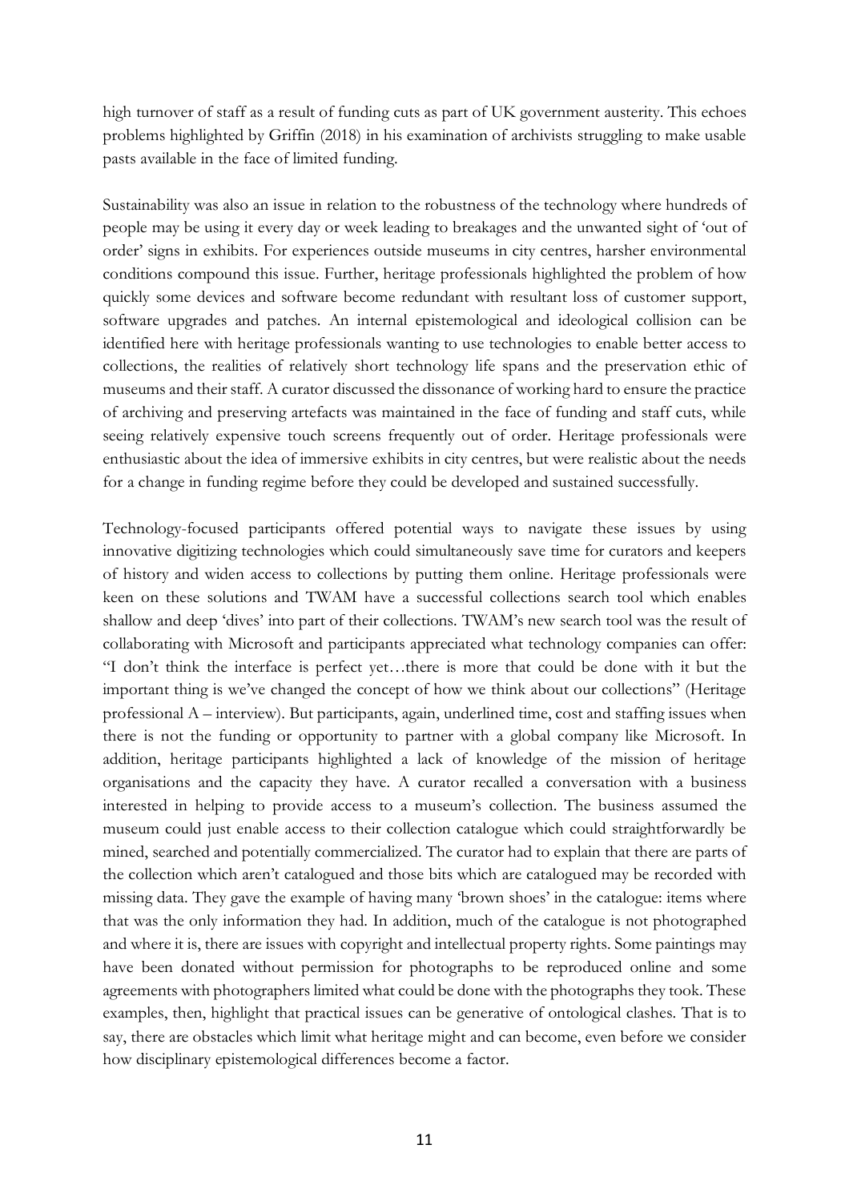high turnover of staff as a result of funding cuts as part of UK government austerity. This echoes problems highlighted by Griffin (2018) in his examination of archivists struggling to make usable pasts available in the face of limited funding.

Sustainability was also an issue in relation to the robustness of the technology where hundreds of people may be using it every day or week leading to breakages and the unwanted sight of 'out of order' signs in exhibits. For experiences outside museums in city centres, harsher environmental conditions compound this issue. Further, heritage professionals highlighted the problem of how quickly some devices and software become redundant with resultant loss of customer support, software upgrades and patches. An internal epistemological and ideological collision can be identified here with heritage professionals wanting to use technologies to enable better access to collections, the realities of relatively short technology life spans and the preservation ethic of museums and their staff. A curator discussed the dissonance of working hard to ensure the practice of archiving and preserving artefacts was maintained in the face of funding and staff cuts, while seeing relatively expensive touch screens frequently out of order. Heritage professionals were enthusiastic about the idea of immersive exhibits in city centres, but were realistic about the needs for a change in funding regime before they could be developed and sustained successfully.

Technology-focused participants offered potential ways to navigate these issues by using innovative digitizing technologies which could simultaneously save time for curators and keepers of history and widen access to collections by putting them online. Heritage professionals were keen on these solutions and TWAM have a successful collections search tool which enables shallow and deep 'dives' into part of their collections. TWAM's new search tool was the result of collaborating with Microsoft and participants appreciated what technology companies can offer: "I don't think the interface is perfect yet…there is more that could be done with it but the important thing is we've changed the concept of how we think about our collections" (Heritage professional A – interview). But participants, again, underlined time, cost and staffing issues when there is not the funding or opportunity to partner with a global company like Microsoft. In addition, heritage participants highlighted a lack of knowledge of the mission of heritage organisations and the capacity they have. A curator recalled a conversation with a business interested in helping to provide access to a museum's collection. The business assumed the museum could just enable access to their collection catalogue which could straightforwardly be mined, searched and potentially commercialized. The curator had to explain that there are parts of the collection which aren't catalogued and those bits which are catalogued may be recorded with missing data. They gave the example of having many 'brown shoes' in the catalogue: items where that was the only information they had. In addition, much of the catalogue is not photographed and where it is, there are issues with copyright and intellectual property rights. Some paintings may have been donated without permission for photographs to be reproduced online and some agreements with photographers limited what could be done with the photographs they took. These examples, then, highlight that practical issues can be generative of ontological clashes. That is to say, there are obstacles which limit what heritage might and can become, even before we consider how disciplinary epistemological differences become a factor.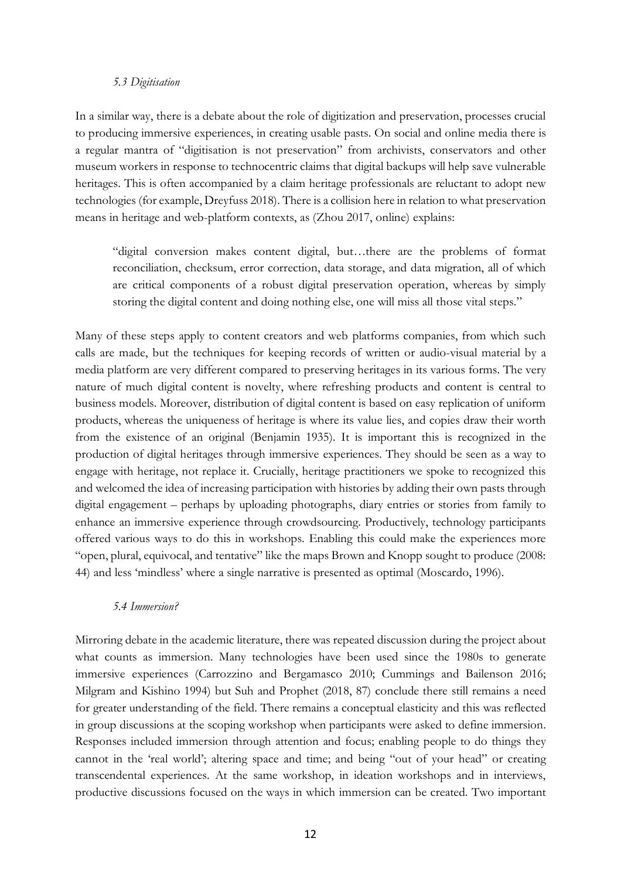### *5.3 Digitisation*

In a similar way, there is a debate about the role of digitization and preservation, processes crucial to producing immersive experiences, in creating usable pasts. On social and online media there is a regular mantra of "digitisation is not preservation" from archivists, conservators and other museum workers in response to technocentric claims that digital backups will help save vulnerable heritages. This is often accompanied by a claim heritage professionals are reluctant to adopt new technologies (for example, Dreyfuss 2018). There is a collision here in relation to what preservation means in heritage and web-platform contexts, as (Zhou 2017, online) explains:

> "digital conversion makes content digital, but…there are the problems of format reconciliation, checksum, error correction, data storage, and data migration, all of which are critical components of a robust digital preservation operation, whereas by simply storing the digital content and doing nothing else, one will miss all those vital steps."

Many of these steps apply to content creators and web platforms companies, from which such calls are made, but the techniques for keeping records of written or audio-visual material by a media platform are very different compared to preserving heritages in its various forms. The very nature of much digital content is novelty, where refreshing products and content is central to business models. Moreover, distribution of digital content is based on easy replication of uniform products, whereas the uniqueness of heritage is where its value lies, and copies draw their worth from the existence of an original (Benjamin 1935). It is important this is recognized in the production of digital heritages through immersive experiences. They should be seen as a way to engage with heritage, not replace it. Crucially, heritage practitioners we spoke to recognized this and welcomed the idea of increasing participation with histories by adding their own pasts through digital engagement – perhaps by uploading photographs, diary entries or stories from family to enhance an immersive experience through crowdsourcing. Productively, technology participants offered various ways to do this in workshops. Enabling this could make the experiences more "open, plural, equivocal, and tentative" like the maps Brown and Knopp sought to produce (2008: 44) and less 'mindless' where a single narrative is presented as optimal (Moscardo, 1996).

### *5.4 Immersion?*

Mirroring debate in the academic literature, there was repeated discussion during the project about what counts as immersion. Many technologies have been used since the 1980s to generate immersive experiences (Carrozzino and Bergamasco 2010; Cummings and Bailenson 2016; Milgram and Kishino 1994) but Suh and Prophet (2018, 87) conclude there still remains a need for greater understanding of the field. There remains a conceptual elasticity and this was reflected in group discussions at the scoping workshop when participants were asked to define immersion. Responses included immersion through attention and focus; enabling people to do things they cannot in the 'real world'; altering space and time; and being "out of your head" or creating transcendental experiences. At the same workshop, in ideation workshops and in interviews, productive discussions focused on the ways in which immersion can be created. Two important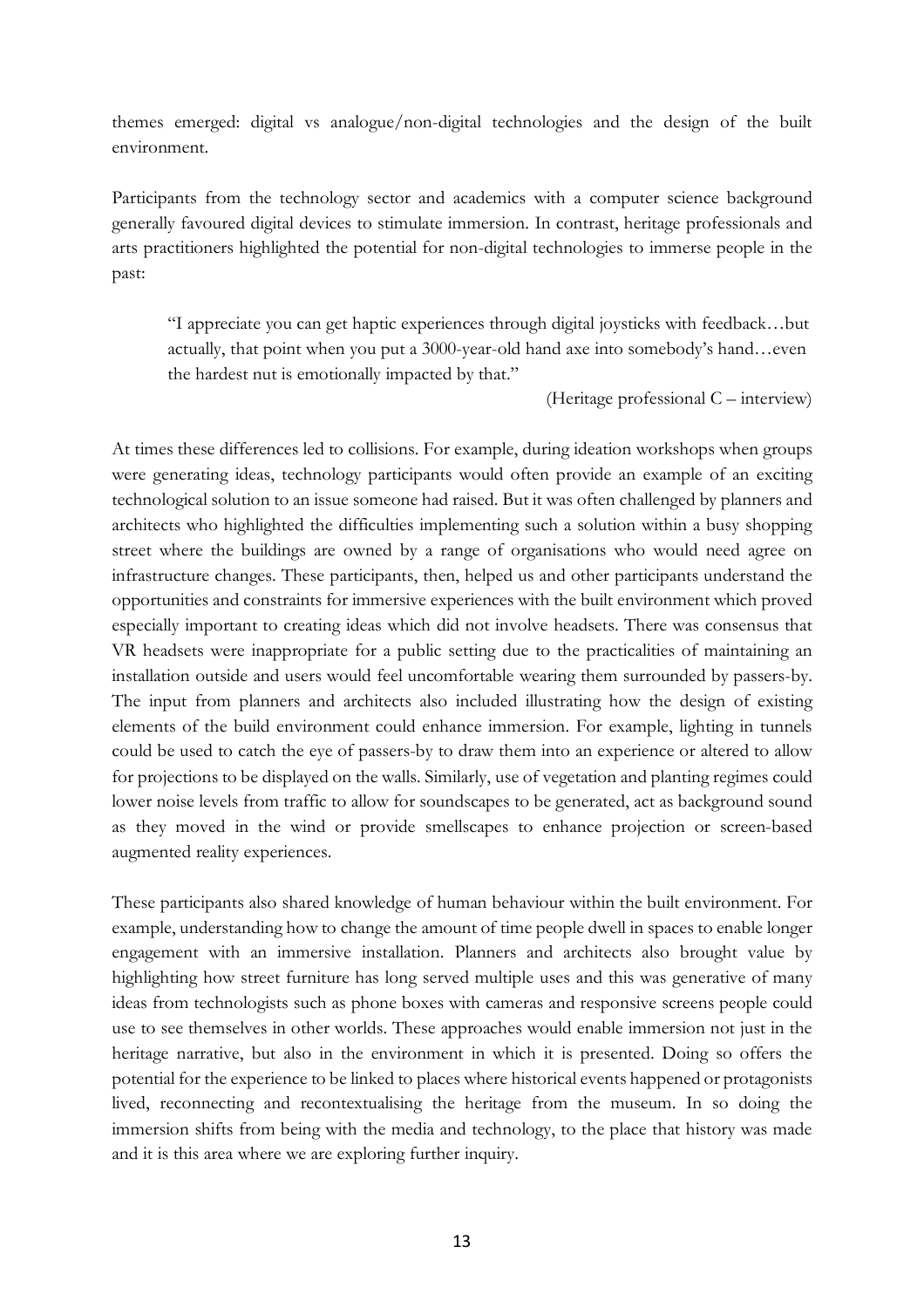themes emerged: digital vs analogue/non-digital technologies and the design of the built environment.

Participants from the technology sector and academics with a computer science background generally favoured digital devices to stimulate immersion. In contrast, heritage professionals and arts practitioners highlighted the potential for non-digital technologies to immerse people in the past:

> "I appreciate you can get haptic experiences through digital joysticks with feedback…but actually, that point when you put a 3000-year-old hand axe into somebody's hand…even the hardest nut is emotionally impacted by that."
>
> (Heritage professional C – interview)

At times these differences led to collisions. For example, during ideation workshops when groups were generating ideas, technology participants would often provide an example of an exciting technological solution to an issue someone had raised. But it was often challenged by planners and architects who highlighted the difficulties implementing such a solution within a busy shopping street where the buildings are owned by a range of organisations who would need agree on infrastructure changes. These participants, then, helped us and other participants understand the opportunities and constraints for immersive experiences with the built environment which proved especially important to creating ideas which did not involve headsets. There was consensus that VR headsets were inappropriate for a public setting due to the practicalities of maintaining an installation outside and users would feel uncomfortable wearing them surrounded by passers-by. The input from planners and architects also included illustrating how the design of existing elements of the build environment could enhance immersion. For example, lighting in tunnels could be used to catch the eye of passers-by to draw them into an experience or altered to allow for projections to be displayed on the walls. Similarly, use of vegetation and planting regimes could lower noise levels from traffic to allow for soundscapes to be generated, act as background sound as they moved in the wind or provide smellscapes to enhance projection or screen-based augmented reality experiences.

These participants also shared knowledge of human behaviour within the built environment. For example, understanding how to change the amount of time people dwell in spaces to enable longer engagement with an immersive installation. Planners and architects also brought value by highlighting how street furniture has long served multiple uses and this was generative of many ideas from technologists such as phone boxes with cameras and responsive screens people could use to see themselves in other worlds. These approaches would enable immersion not just in the heritage narrative, but also in the environment in which it is presented. Doing so offers the potential for the experience to be linked to places where historical events happened or protagonists lived, reconnecting and recontextualising the heritage from the museum. In so doing the immersion shifts from being with the media and technology, to the place that history was made and it is this area where we are exploring further inquiry.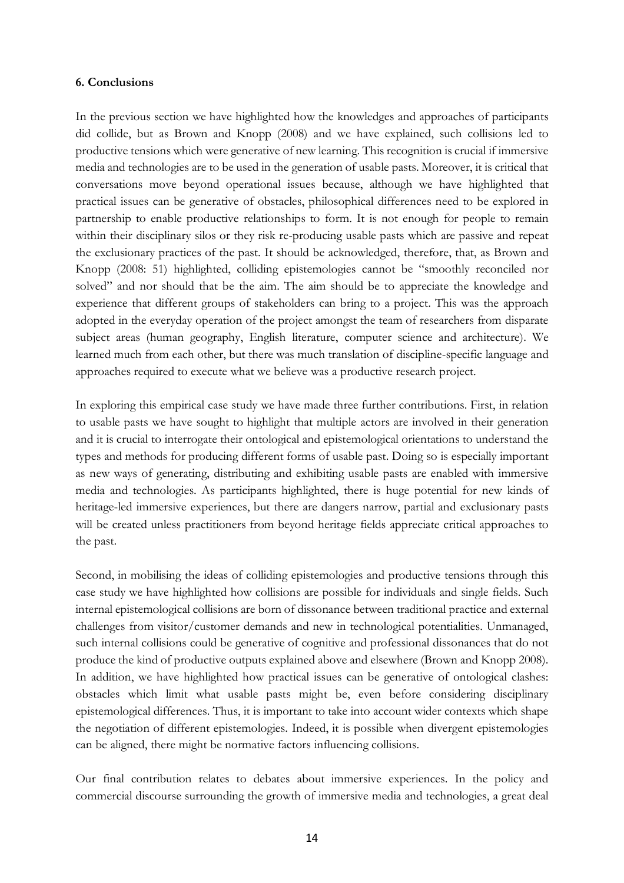**6. Conclusions**

In the previous section we have highlighted how the knowledges and approaches of participants did collide, but as Brown and Knopp (2008) and we have explained, such collisions led to productive tensions which were generative of new learning. This recognition is crucial if immersive media and technologies are to be used in the generation of usable pasts. Moreover, it is critical that conversations move beyond operational issues because, although we have highlighted that practical issues can be generative of obstacles, philosophical differences need to be explored in partnership to enable productive relationships to form. It is not enough for people to remain within their disciplinary silos or they risk re-producing usable pasts which are passive and repeat the exclusionary practices of the past. It should be acknowledged, therefore, that, as Brown and Knopp (2008: 51) highlighted, colliding epistemologies cannot be "smoothly reconciled nor solved" and nor should that be the aim. The aim should be to appreciate the knowledge and experience that different groups of stakeholders can bring to a project. This was the approach adopted in the everyday operation of the project amongst the team of researchers from disparate subject areas (human geography, English literature, computer science and architecture). We learned much from each other, but there was much translation of discipline-specific language and approaches required to execute what we believe was a productive research project.

In exploring this empirical case study we have made three further contributions. First, in relation to usable pasts we have sought to highlight that multiple actors are involved in their generation and it is crucial to interrogate their ontological and epistemological orientations to understand the types and methods for producing different forms of usable past. Doing so is especially important as new ways of generating, distributing and exhibiting usable pasts are enabled with immersive media and technologies. As participants highlighted, there is huge potential for new kinds of heritage-led immersive experiences, but there are dangers narrow, partial and exclusionary pasts will be created unless practitioners from beyond heritage fields appreciate critical approaches to the past.

Second, in mobilising the ideas of colliding epistemologies and productive tensions through this case study we have highlighted how collisions are possible for individuals and single fields. Such internal epistemological collisions are born of dissonance between traditional practice and external challenges from visitor/customer demands and new in technological potentialities. Unmanaged, such internal collisions could be generative of cognitive and professional dissonances that do not produce the kind of productive outputs explained above and elsewhere (Brown and Knopp 2008). In addition, we have highlighted how practical issues can be generative of ontological clashes: obstacles which limit what usable pasts might be, even before considering disciplinary epistemological differences. Thus, it is important to take into account wider contexts which shape the negotiation of different epistemologies. Indeed, it is possible when divergent epistemologies can be aligned, there might be normative factors influencing collisions.

Our final contribution relates to debates about immersive experiences. In the policy and commercial discourse surrounding the growth of immersive media and technologies, a great deal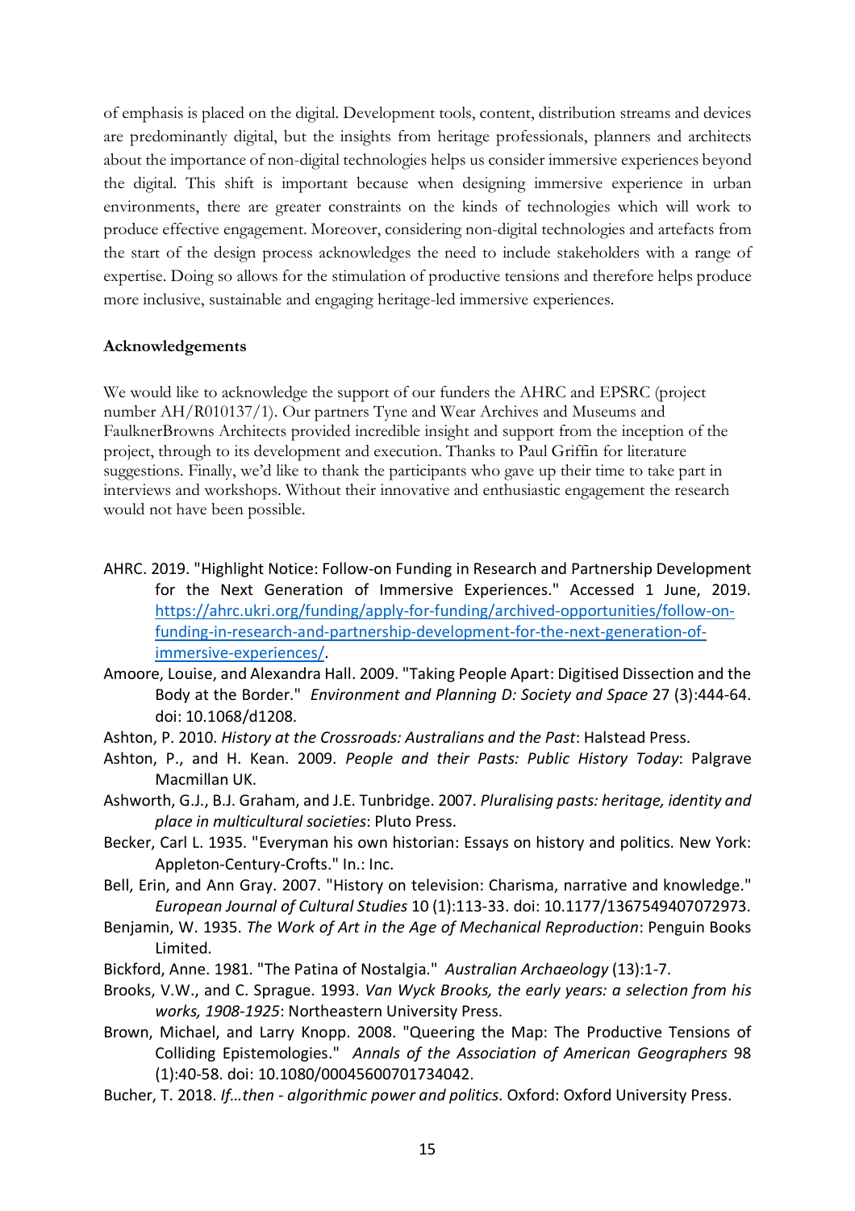of emphasis is placed on the digital. Development tools, content, distribution streams and devices are predominantly digital, but the insights from heritage professionals, planners and architects about the importance of non-digital technologies helps us consider immersive experiences beyond the digital. This shift is important because when designing immersive experience in urban environments, there are greater constraints on the kinds of technologies which will work to produce effective engagement. Moreover, considering non-digital technologies and artefacts from the start of the design process acknowledges the need to include stakeholders with a range of expertise. Doing so allows for the stimulation of productive tensions and therefore helps produce more inclusive, sustainable and engaging heritage-led immersive experiences.

**Acknowledgements**

We would like to acknowledge the support of our funders the AHRC and EPSRC (project number AH/R010137/1). Our partners Tyne and Wear Archives and Museums and FaulknerBrowns Architects provided incredible insight and support from the inception of the project, through to its development and execution. Thanks to Paul Griffin for literature suggestions. Finally, we'd like to thank the participants who gave up their time to take part in interviews and workshops. Without their innovative and enthusiastic engagement the research would not have been possible.

AHRC. 2019. "Highlight Notice: Follow-on Funding in Research and Partnership Development for the Next Generation of Immersive Experiences." Accessed 1 June, 2019. https://ahrc.ukri.org/funding/apply-for-funding/archived-opportunities/follow-on-funding-in-research-and-partnership-development-for-the-next-generation-of-immersive-experiences/.

Amoore, Louise, and Alexandra Hall. 2009. "Taking People Apart: Digitised Dissection and the Body at the Border." *Environment and Planning D: Society and Space* 27 (3):444-64. doi: 10.1068/d1208.

Ashton, P. 2010. *History at the Crossroads: Australians and the Past*: Halstead Press.

Ashton, P., and H. Kean. 2009. *People and their Pasts: Public History Today*: Palgrave Macmillan UK.

Ashworth, G.J., B.J. Graham, and J.E. Tunbridge. 2007. *Pluralising pasts: heritage, identity and place in multicultural societies*: Pluto Press.

Becker, Carl L. 1935. "Everyman his own historian: Essays on history and politics. New York: Appleton-Century-Crofts." In.: Inc.

Bell, Erin, and Ann Gray. 2007. "History on television: Charisma, narrative and knowledge." *European Journal of Cultural Studies* 10 (1):113-33. doi: 10.1177/1367549407072973.

Benjamin, W. 1935. *The Work of Art in the Age of Mechanical Reproduction*: Penguin Books Limited.

Bickford, Anne. 1981. "The Patina of Nostalgia." *Australian Archaeology* (13):1-7.

Brooks, V.W., and C. Sprague. 1993. *Van Wyck Brooks, the early years: a selection from his works, 1908-1925*: Northeastern University Press.

Brown, Michael, and Larry Knopp. 2008. "Queering the Map: The Productive Tensions of Colliding Epistemologies." *Annals of the Association of American Geographers* 98 (1):40-58. doi: 10.1080/00045600701734042.

Bucher, T. 2018. *If...then - algorithmic power and politics*. Oxford: Oxford University Press.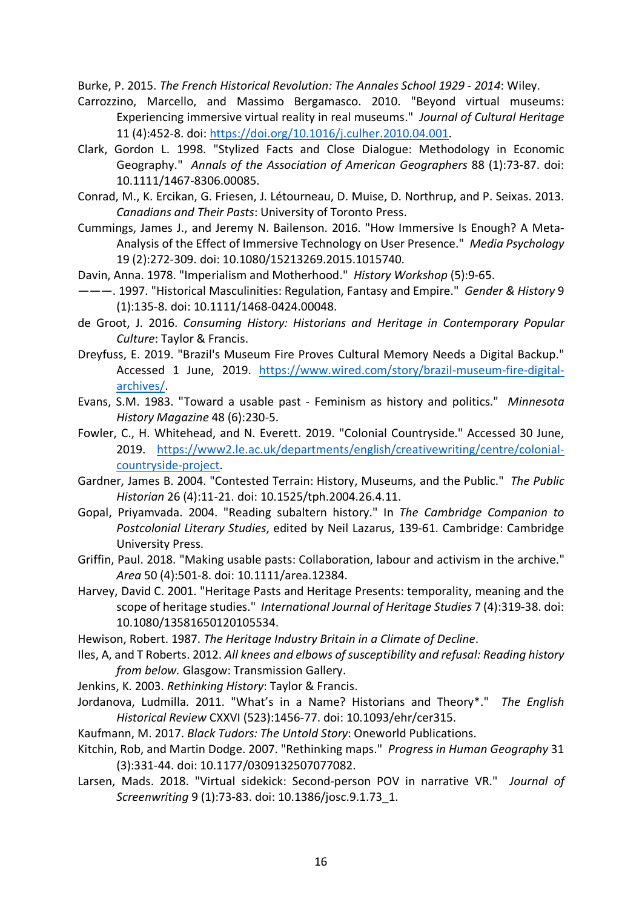Burke, P. 2015. *The French Historical Revolution: The Annales School 1929 - 2014*: Wiley.

Carrozzino, Marcello, and Massimo Bergamasco. 2010. "Beyond virtual museums: Experiencing immersive virtual reality in real museums." *Journal of Cultural Heritage* 11 (4):452-8. doi: https://doi.org/10.1016/j.culher.2010.04.001.

Clark, Gordon L. 1998. "Stylized Facts and Close Dialogue: Methodology in Economic Geography." *Annals of the Association of American Geographers* 88 (1):73-87. doi: 10.1111/1467-8306.00085.

Conrad, M., K. Ercikan, G. Friesen, J. Létourneau, D. Muise, D. Northrup, and P. Seixas. 2013. *Canadians and Their Pasts*: University of Toronto Press.

Cummings, James J., and Jeremy N. Bailenson. 2016. "How Immersive Is Enough? A Meta-Analysis of the Effect of Immersive Technology on User Presence." *Media Psychology* 19 (2):272-309. doi: 10.1080/15213269.2015.1015740.

Davin, Anna. 1978. "Imperialism and Motherhood." *History Workshop* (5):9-65.

———. 1997. "Historical Masculinities: Regulation, Fantasy and Empire." *Gender & History* 9 (1):135-8. doi: 10.1111/1468-0424.00048.

de Groot, J. 2016. *Consuming History: Historians and Heritage in Contemporary Popular Culture*: Taylor & Francis.

Dreyfuss, E. 2019. "Brazil's Museum Fire Proves Cultural Memory Needs a Digital Backup." Accessed 1 June, 2019. https://www.wired.com/story/brazil-museum-fire-digital-archives/.

Evans, S.M. 1983. "Toward a usable past - Feminism as history and politics." *Minnesota History Magazine* 48 (6):230-5.

Fowler, C., H. Whitehead, and N. Everett. 2019. "Colonial Countryside." Accessed 30 June, 2019. https://www2.le.ac.uk/departments/english/creativewriting/centre/colonial-countryside-project.

Gardner, James B. 2004. "Contested Terrain: History, Museums, and the Public." *The Public Historian* 26 (4):11-21. doi: 10.1525/tph.2004.26.4.11.

Gopal, Priyamvada. 2004. "Reading subaltern history." In *The Cambridge Companion to Postcolonial Literary Studies*, edited by Neil Lazarus, 139-61. Cambridge: Cambridge University Press.

Griffin, Paul. 2018. "Making usable pasts: Collaboration, labour and activism in the archive." *Area* 50 (4):501-8. doi: 10.1111/area.12384.

Harvey, David C. 2001. "Heritage Pasts and Heritage Presents: temporality, meaning and the scope of heritage studies." *International Journal of Heritage Studies* 7 (4):319-38. doi: 10.1080/13581650120105534.

Hewison, Robert. 1987. *The Heritage Industry Britain in a Climate of Decline*.

Iles, A, and T Roberts. 2012. *All knees and elbows of susceptibility and refusal: Reading history from below.* Glasgow: Transmission Gallery.

Jenkins, K. 2003. *Rethinking History*: Taylor & Francis.

Jordanova, Ludmilla. 2011. "What's in a Name? Historians and Theory*." *The English Historical Review* CXXVI (523):1456-77. doi: 10.1093/ehr/cer315.

Kaufmann, M. 2017. *Black Tudors: The Untold Story*: Oneworld Publications.

Kitchin, Rob, and Martin Dodge. 2007. "Rethinking maps." *Progress in Human Geography* 31 (3):331-44. doi: 10.1177/0309132507077082.

Larsen, Mads. 2018. "Virtual sidekick: Second-person POV in narrative VR." *Journal of Screenwriting* 9 (1):73-83. doi: 10.1386/josc.9.1.73_1.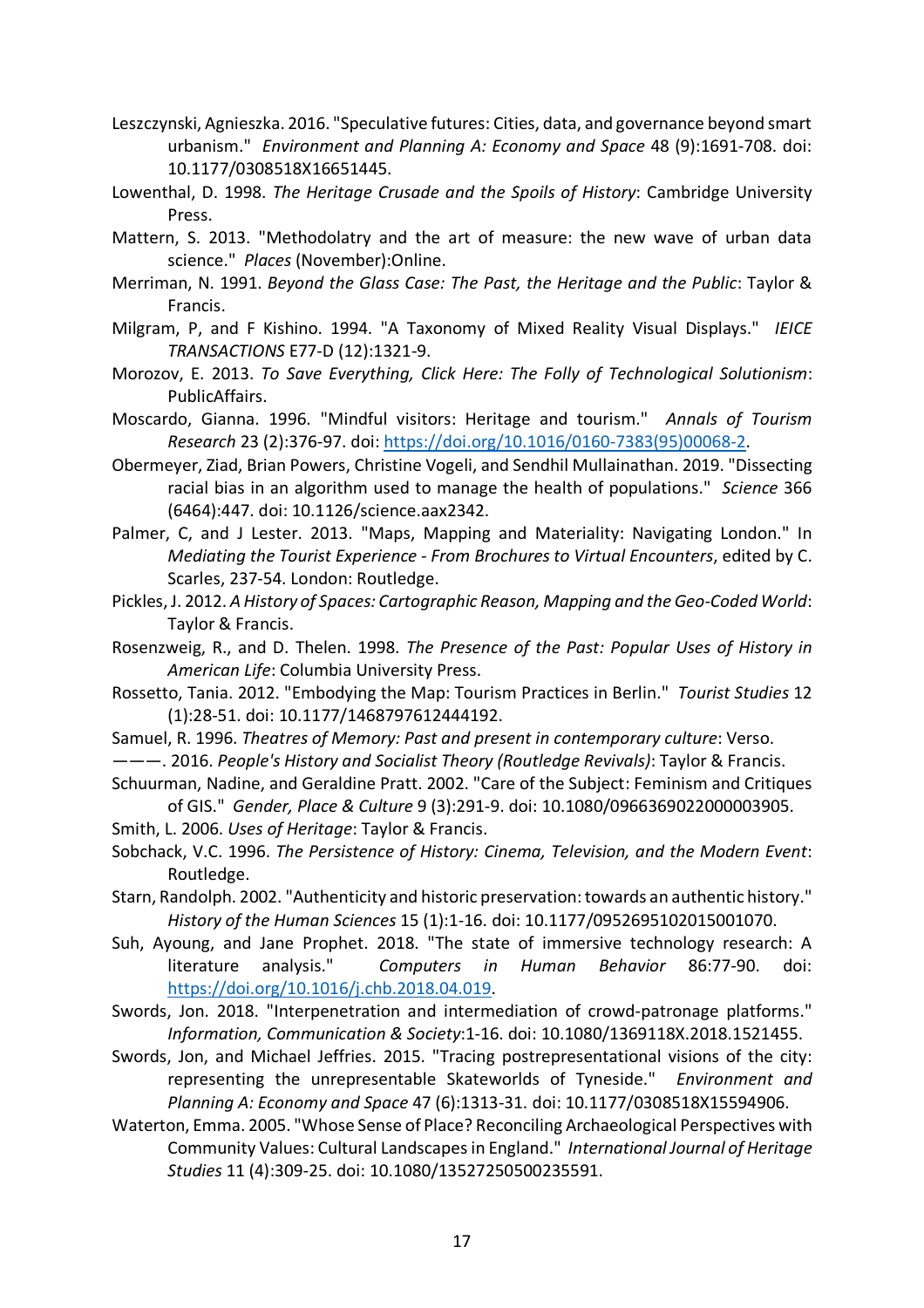Leszczynski, Agnieszka. 2016. "Speculative futures: Cities, data, and governance beyond smart urbanism." *Environment and Planning A: Economy and Space* 48 (9):1691-708. doi: 10.1177/0308518X16651445.

Lowenthal, D. 1998. *The Heritage Crusade and the Spoils of History*: Cambridge University Press.

Mattern, S. 2013. "Methodolatry and the art of measure: the new wave of urban data science." *Places* (November):Online.

Merriman, N. 1991. *Beyond the Glass Case: The Past, the Heritage and the Public*: Taylor & Francis.

Milgram, P, and F Kishino. 1994. "A Taxonomy of Mixed Reality Visual Displays." *IEICE TRANSACTIONS* E77-D (12):1321-9.

Morozov, E. 2013. *To Save Everything, Click Here: The Folly of Technological Solutionism*: PublicAffairs.

Moscardo, Gianna. 1996. "Mindful visitors: Heritage and tourism." *Annals of Tourism Research* 23 (2):376-97. doi: https://doi.org/10.1016/0160-7383(95)00068-2.

Obermeyer, Ziad, Brian Powers, Christine Vogeli, and Sendhil Mullainathan. 2019. "Dissecting racial bias in an algorithm used to manage the health of populations." *Science* 366 (6464):447. doi: 10.1126/science.aax2342.

Palmer, C, and J Lester. 2013. "Maps, Mapping and Materiality: Navigating London." In *Mediating the Tourist Experience - From Brochures to Virtual Encounters*, edited by C. Scarles, 237-54. London: Routledge.

Pickles, J. 2012. *A History of Spaces: Cartographic Reason, Mapping and the Geo-Coded World*: Taylor & Francis.

Rosenzweig, R., and D. Thelen. 1998. *The Presence of the Past: Popular Uses of History in American Life*: Columbia University Press.

Rossetto, Tania. 2012. "Embodying the Map: Tourism Practices in Berlin." *Tourist Studies* 12 (1):28-51. doi: 10.1177/1468797612444192.

Samuel, R. 1996. *Theatres of Memory: Past and present in contemporary culture*: Verso.

———. 2016. *People's History and Socialist Theory (Routledge Revivals)*: Taylor & Francis.

Schuurman, Nadine, and Geraldine Pratt. 2002. "Care of the Subject: Feminism and Critiques of GIS." *Gender, Place & Culture* 9 (3):291-9. doi: 10.1080/0966369022000003905.

Smith, L. 2006. *Uses of Heritage*: Taylor & Francis.

Sobchack, V.C. 1996. *The Persistence of History: Cinema, Television, and the Modern Event*: Routledge.

Starn, Randolph. 2002. "Authenticity and historic preservation: towards an authentic history." *History of the Human Sciences* 15 (1):1-16. doi: 10.1177/0952695102015001070.

Suh, Ayoung, and Jane Prophet. 2018. "The state of immersive technology research: A literature analysis." *Computers in Human Behavior* 86:77-90. doi: https://doi.org/10.1016/j.chb.2018.04.019.

Swords, Jon. 2018. "Interpenetration and intermediation of crowd-patronage platforms." *Information, Communication & Society*:1-16. doi: 10.1080/1369118X.2018.1521455.

Swords, Jon, and Michael Jeffries. 2015. "Tracing postrepresentational visions of the city: representing the unrepresentable Skateworlds of Tyneside." *Environment and Planning A: Economy and Space* 47 (6):1313-31. doi: 10.1177/0308518X15594906.

Waterton, Emma. 2005. "Whose Sense of Place? Reconciling Archaeological Perspectives with Community Values: Cultural Landscapes in England." *International Journal of Heritage Studies* 11 (4):309-25. doi: 10.1080/13527250500235591.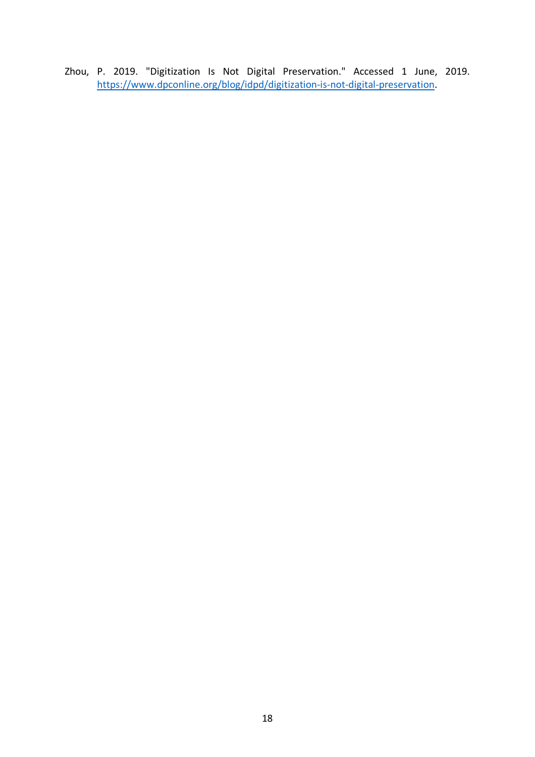Zhou, P. 2019. "Digitization Is Not Digital Preservation." Accessed 1 June, 2019. https://www.dpconline.org/blog/idpd/digitization-is-not-digital-preservation.